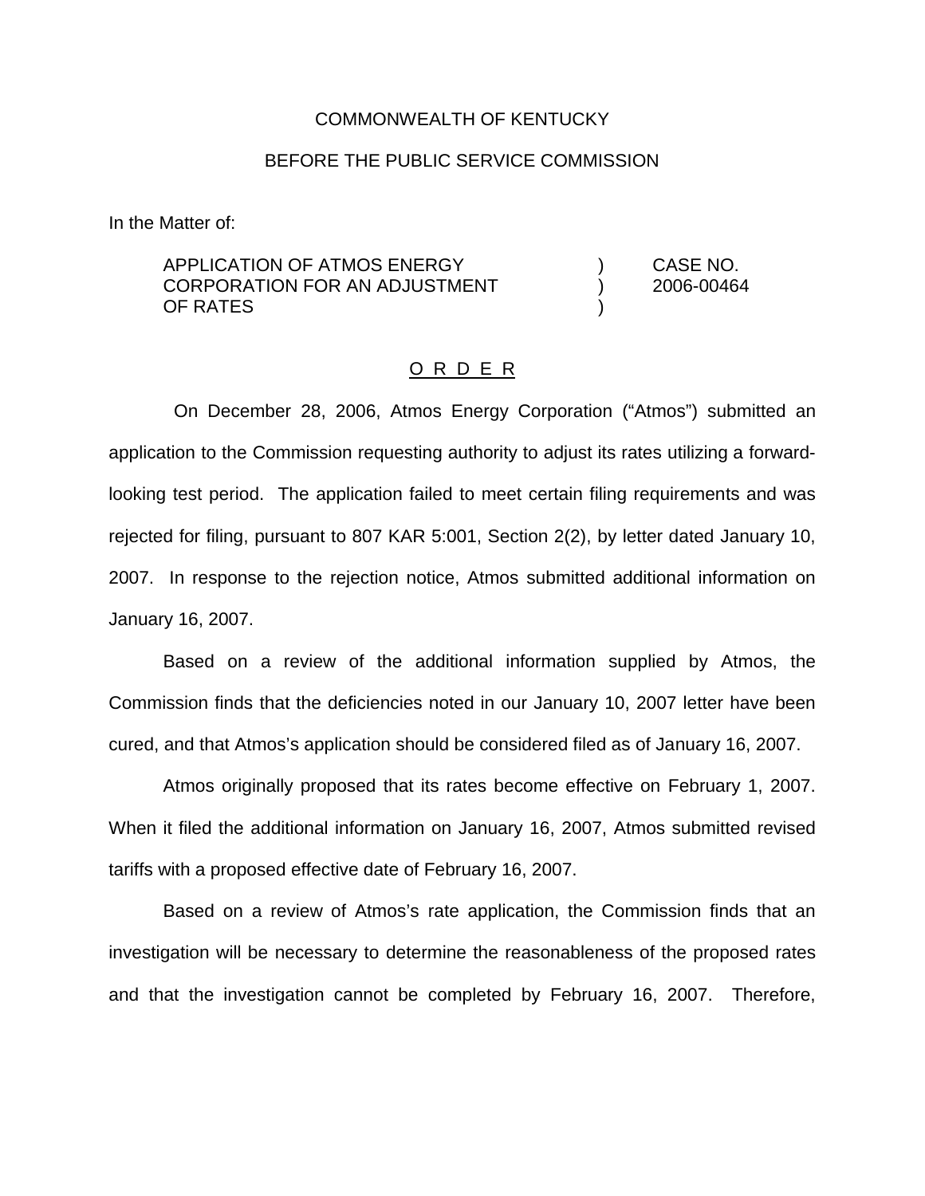COMMONWEALTH OF KENTUCKY

BEFORE THE PUBLIC SERVICE COMMISSION

In the Matter of:

| | | |
|---|---|---|
| APPLICATION OF ATMOS ENERGY CORPORATION FOR AN ADJUSTMENT OF RATES | ) ) ) | CASE NO. 2006-00464 |

O R D E R

On December 28, 2006, Atmos Energy Corporation ("Atmos") submitted an application to the Commission requesting authority to adjust its rates utilizing a forward-looking test period. The application failed to meet certain filing requirements and was rejected for filing, pursuant to 807 KAR 5:001, Section 2(2), by letter dated January 10, 2007. In response to the rejection notice, Atmos submitted additional information on January 16, 2007.

Based on a review of the additional information supplied by Atmos, the Commission finds that the deficiencies noted in our January 10, 2007 letter have been cured, and that Atmos's application should be considered filed as of January 16, 2007.

Atmos originally proposed that its rates become effective on February 1, 2007. When it filed the additional information on January 16, 2007, Atmos submitted revised tariffs with a proposed effective date of February 16, 2007.

Based on a review of Atmos's rate application, the Commission finds that an investigation will be necessary to determine the reasonableness of the proposed rates and that the investigation cannot be completed by February 16, 2007. Therefore,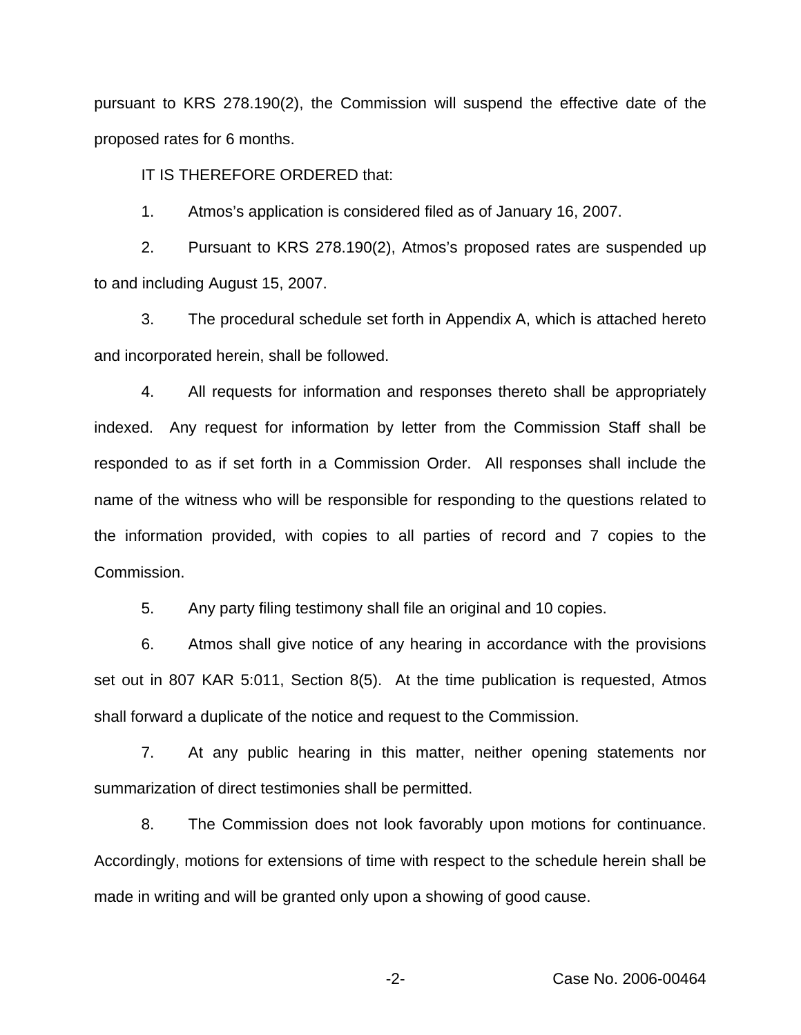pursuant to KRS 278.190(2), the Commission will suspend the effective date of the proposed rates for 6 months.

IT IS THEREFORE ORDERED that:

1. Atmos's application is considered filed as of January 16, 2007.

2. Pursuant to KRS 278.190(2), Atmos's proposed rates are suspended up to and including August 15, 2007.

3. The procedural schedule set forth in Appendix A, which is attached hereto and incorporated herein, shall be followed.

4. All requests for information and responses thereto shall be appropriately indexed. Any request for information by letter from the Commission Staff shall be responded to as if set forth in a Commission Order. All responses shall include the name of the witness who will be responsible for responding to the questions related to the information provided, with copies to all parties of record and 7 copies to the Commission.

5. Any party filing testimony shall file an original and 10 copies.

6. Atmos shall give notice of any hearing in accordance with the provisions set out in 807 KAR 5:011, Section 8(5). At the time publication is requested, Atmos shall forward a duplicate of the notice and request to the Commission.

7. At any public hearing in this matter, neither opening statements nor summarization of direct testimonies shall be permitted.

8. The Commission does not look favorably upon motions for continuance. Accordingly, motions for extensions of time with respect to the schedule herein shall be made in writing and will be granted only upon a showing of good cause.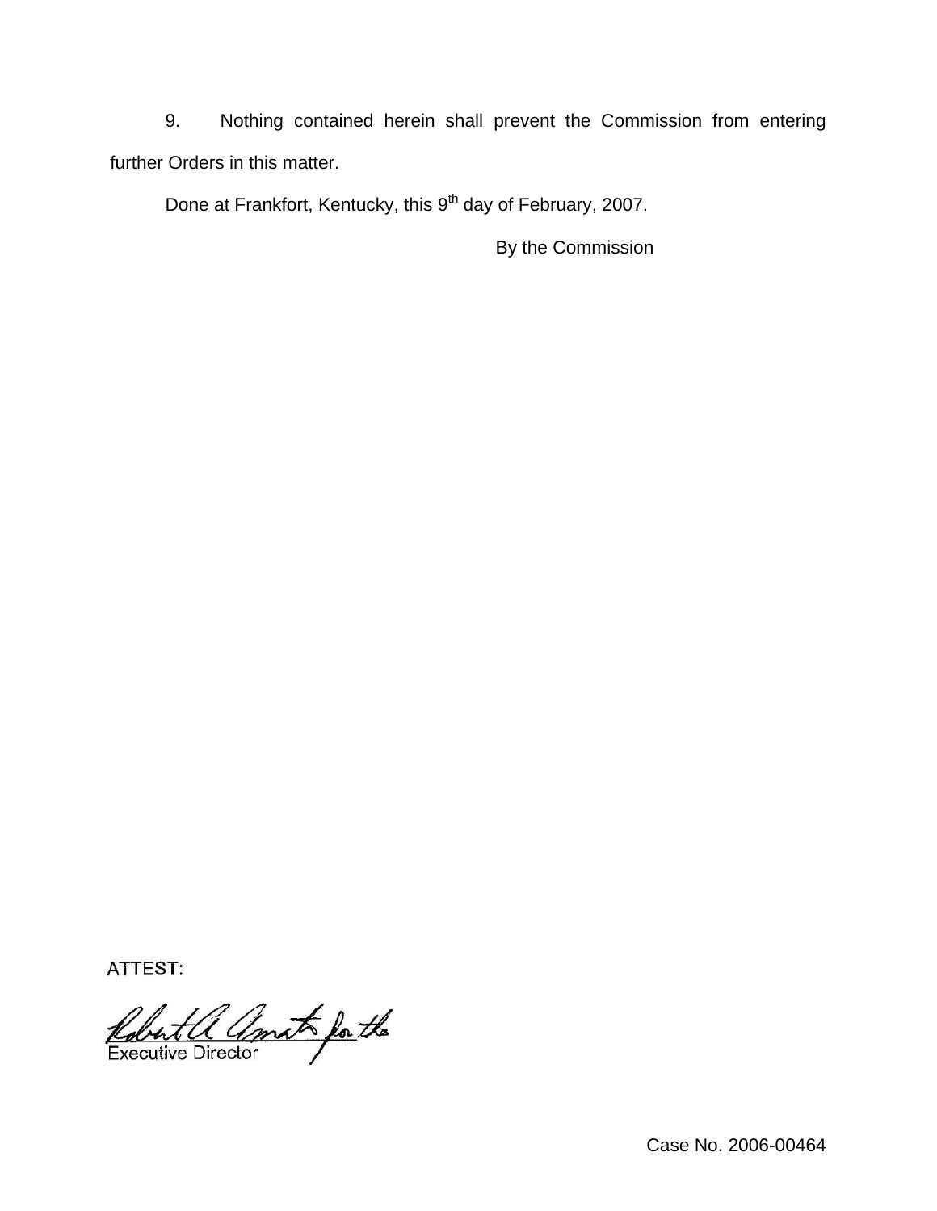9. Nothing contained herein shall prevent the Commission from entering further Orders in this matter.

Done at Frankfort, Kentucky, this 9th day of February, 2007.

By the Commission

ATTEST:

Robert A Amato for the
Executive Director

Case No. 2006-00464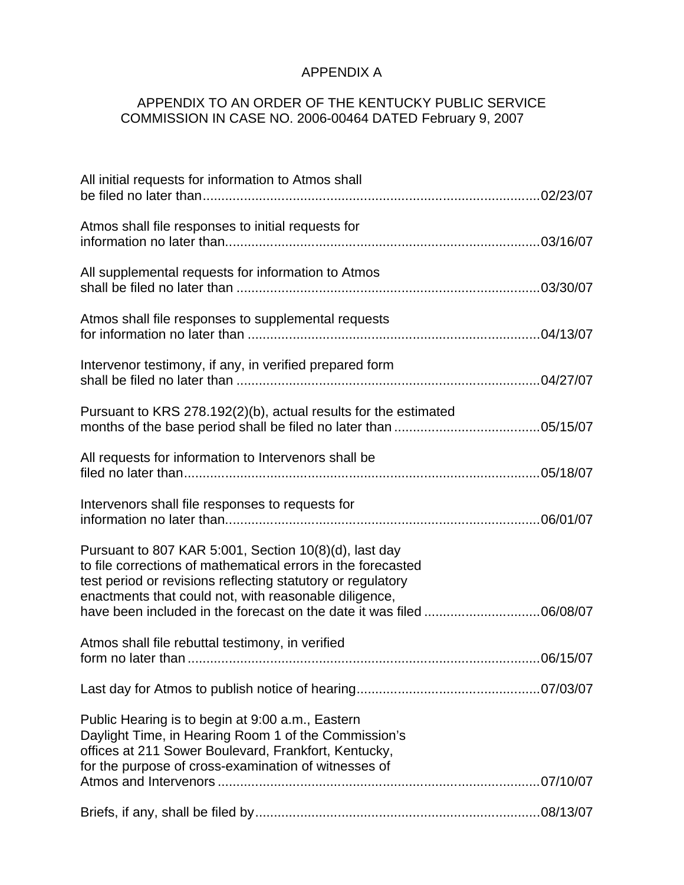APPENDIX A

APPENDIX TO AN ORDER OF THE KENTUCKY PUBLIC SERVICE COMMISSION IN CASE NO. 2006-00464 DATED February 9, 2007

All initial requests for information to Atmos shall be filed no later than....................................................................................02/23/07

Atmos shall file responses to initial requests for information no later than....................................................................................03/16/07

All supplemental requests for information to Atmos shall be filed no later than ....................................................................................03/30/07

Atmos shall file responses to supplemental requests for information no later than ....................................................................................04/13/07

Intervenor testimony, if any, in verified prepared form shall be filed no later than ....................................................................................04/27/07

Pursuant to KRS 278.192(2)(b), actual results for the estimated months of the base period shall be filed no later than ......................................05/15/07

All requests for information to Intervenors shall be filed no later than....................................................................................05/18/07

Intervenors shall file responses to requests for information no later than....................................................................................06/01/07

Pursuant to 807 KAR 5:001, Section 10(8)(d), last day to file corrections of mathematical errors in the forecasted test period or revisions reflecting statutory or regulatory enactments that could not, with reasonable diligence, have been included in the forecast on the date it was filed ...............................06/08/07

Atmos shall file rebuttal testimony, in verified form no later than ....................................................................................06/15/07

Last day for Atmos to publish notice of hearing.................................................07/03/07

Public Hearing is to begin at 9:00 a.m., Eastern Daylight Time, in Hearing Room 1 of the Commission's offices at 211 Sower Boulevard, Frankfort, Kentucky, for the purpose of cross-examination of witnesses of Atmos and Intervenors ....................................................................................07/10/07

Briefs, if any, shall be filed by....................................................................................08/13/07